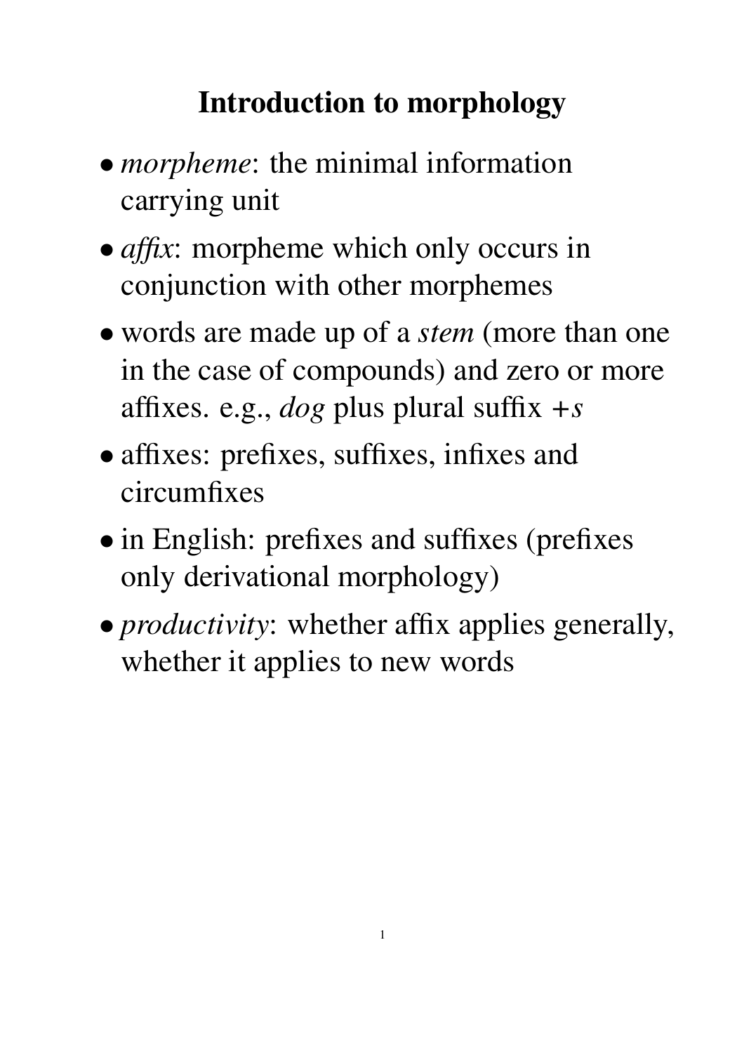# Introduction to morphology

- *morpheme*: the minimal information carrying unit
- *affix*: morpheme which only occurs in conjunction with other morphemes
- words are made up of a *stem* (more than one in the case of compounds) and zero or more affixes. e.g., *dog* plus plural suffix *+s*
- affixes: prefixes, suffixes, infixes and circumfixes
- in English: prefixes and suffixes (prefixes only derivational morphology)
- *productivity*: whether affix applies generally, whether it applies to new words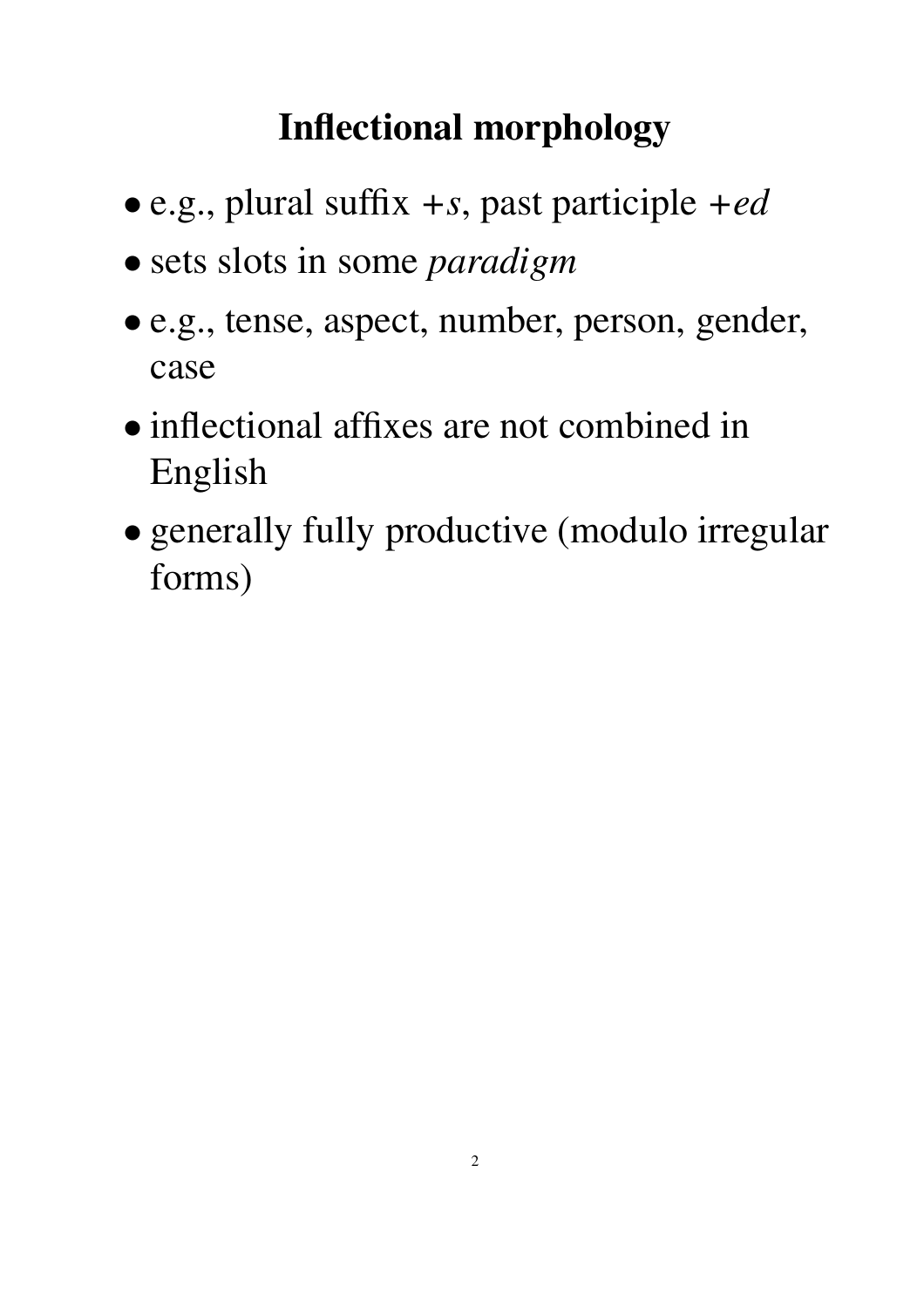# Inflectional morphology

- e.g., plural suffix +*s*, past participle +*ed*
- sets slots in some *paradigm*
- e.g., tense, aspect, number, person, gender, case
- inflectional affixes are not combined in English
- generally fully productive (modulo irregular forms)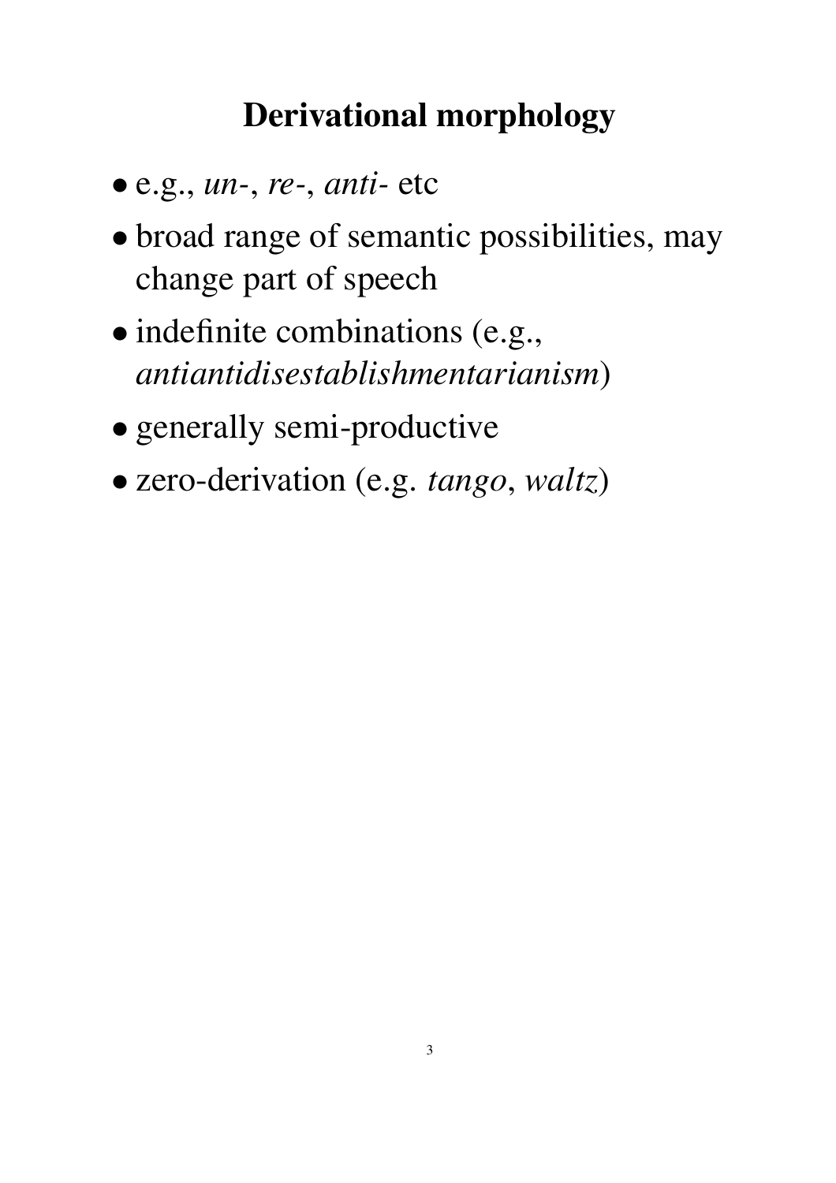# Derivational morphology

- e.g., *un-*, *re-*, *anti-* etc
- broad range of semantic possibilities, may change part of speech
- indefinite combinations (e.g., *antiantidisestablishmentarianism*)
- generally semi-productive
- zero-derivation (e.g. *tango*, *waltz*)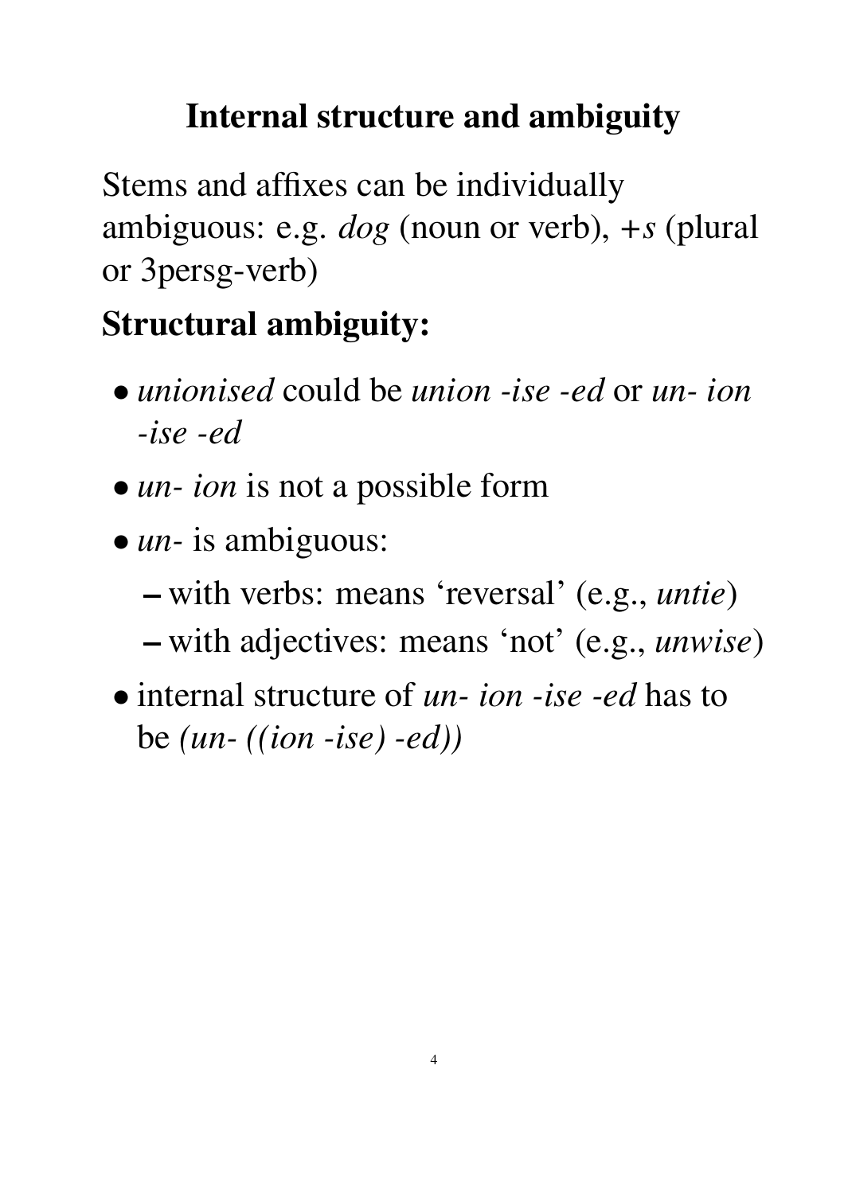# Internal structure and ambiguity

Stems and affixes can be individually ambiguous: e.g. *dog* (noun or verb), +*s* (plural or 3persg-verb)

## Structural ambiguity:

- *unionised* could be *union -ise -ed* or *un- ion -ise -ed*
- *un- ion* is not a possible form
- *un-* is ambiguous:
  - with verbs: means 'reversal' (e.g., *untie*)
  - with adjectives: means 'not' (e.g., *unwise*)
- internal structure of *un- ion -ise -ed* has to be *(un- ((ion -ise) -ed))*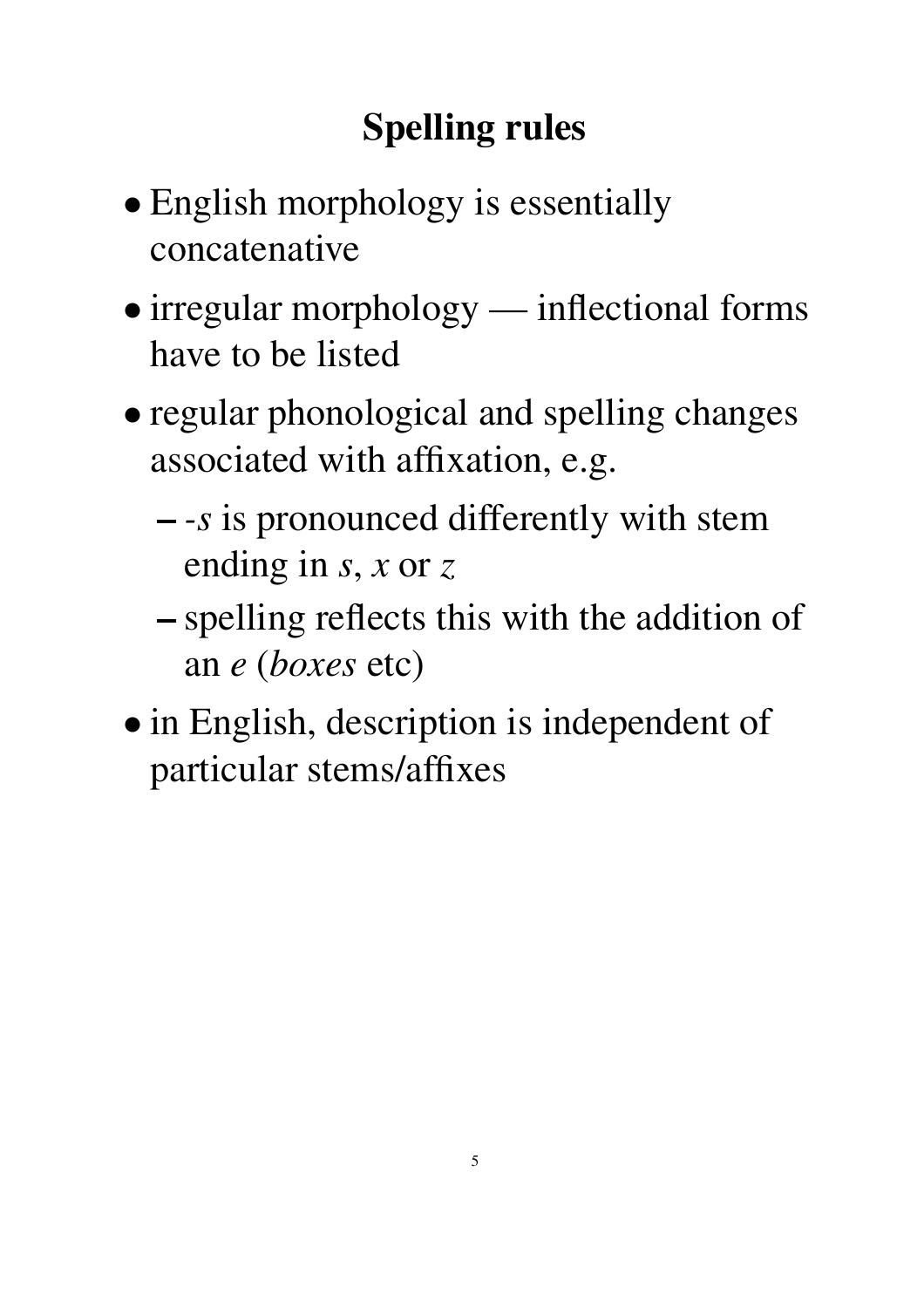# Spelling rules

- English morphology is essentially concatenative
- irregular morphology — inflectional forms have to be listed
- regular phonological and spelling changes associated with affixation, e.g.
  - *-s* is pronounced differently with stem ending in *s*, *x* or *z*
  - spelling reflects this with the addition of an *e* (*boxes* etc)
- in English, description is independent of particular stems/affixes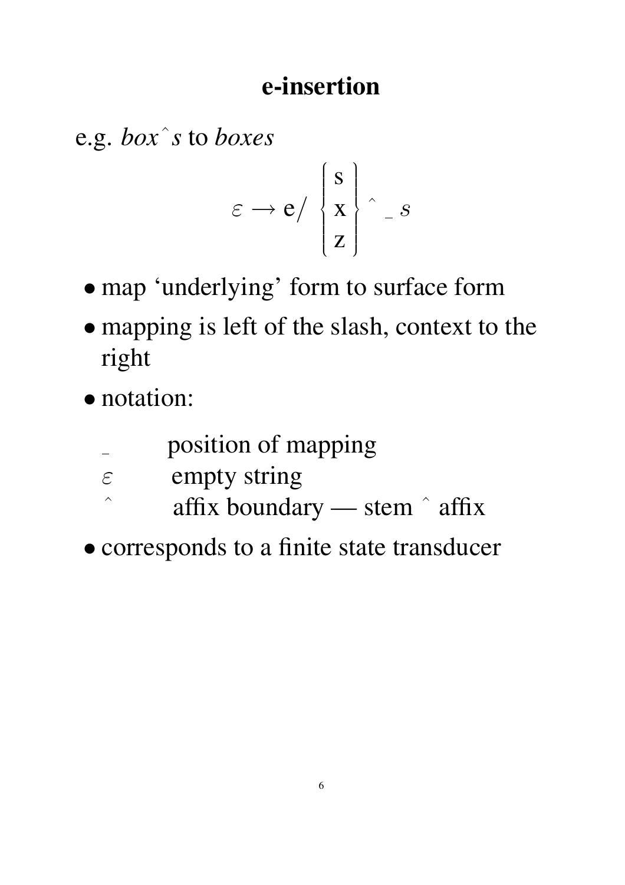# e-insertion

e.g. *box^s* to *boxes*

$$\varepsilon \rightarrow \text{e} / \left\{ \begin{array}{c} \text{s} \\ \text{x} \\ \text{z} \end{array} \right\} \hat{} \_ \, s$$

- map 'underlying' form to surface form
- mapping is left of the slash, context to the right
- notation:

  | | |
  |---|---|
  | _ | position of mapping |
  | $\varepsilon$ | empty string |
  | ^ | affix boundary — stem ^ affix |

- corresponds to a finite state transducer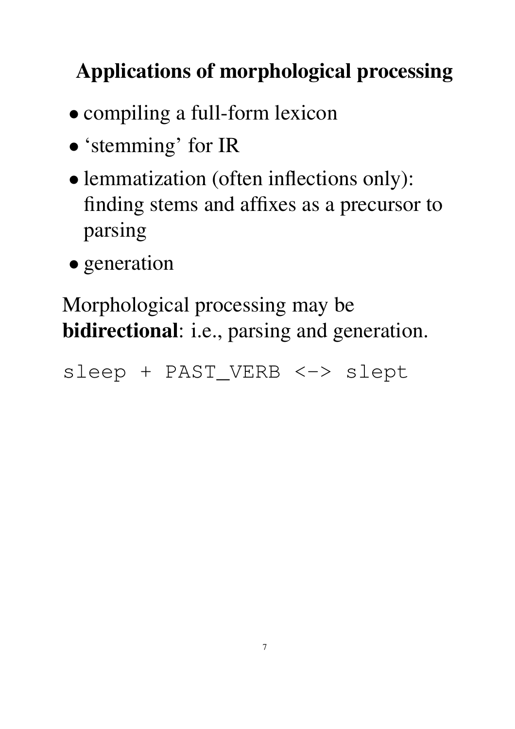# Applications of morphological processing

- compiling a full-form lexicon
- 'stemming' for IR
- lemmatization (often inflections only): finding stems and affixes as a precursor to parsing
- generation

Morphological processing may be **bidirectional**: i.e., parsing and generation.

```
sleep + PAST_VERB <-> slept
```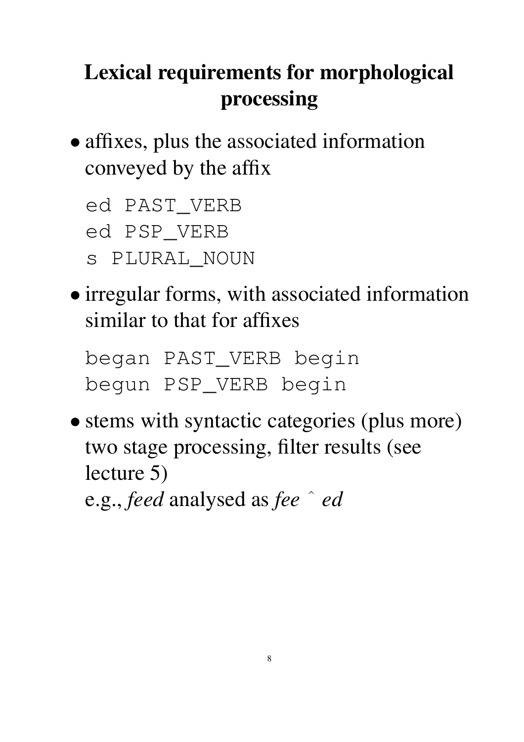# Lexical requirements for morphological processing

- affixes, plus the associated information conveyed by the affix

```
ed PAST_VERB
ed PSP_VERB
s PLURAL_NOUN
```

- irregular forms, with associated information similar to that for affixes

```
began PAST_VERB begin
begun PSP_VERB begin
```

- stems with syntactic categories (plus more) two stage processing, filter results (see lecture 5)
  e.g., *feed* analysed as *fee ˆ ed*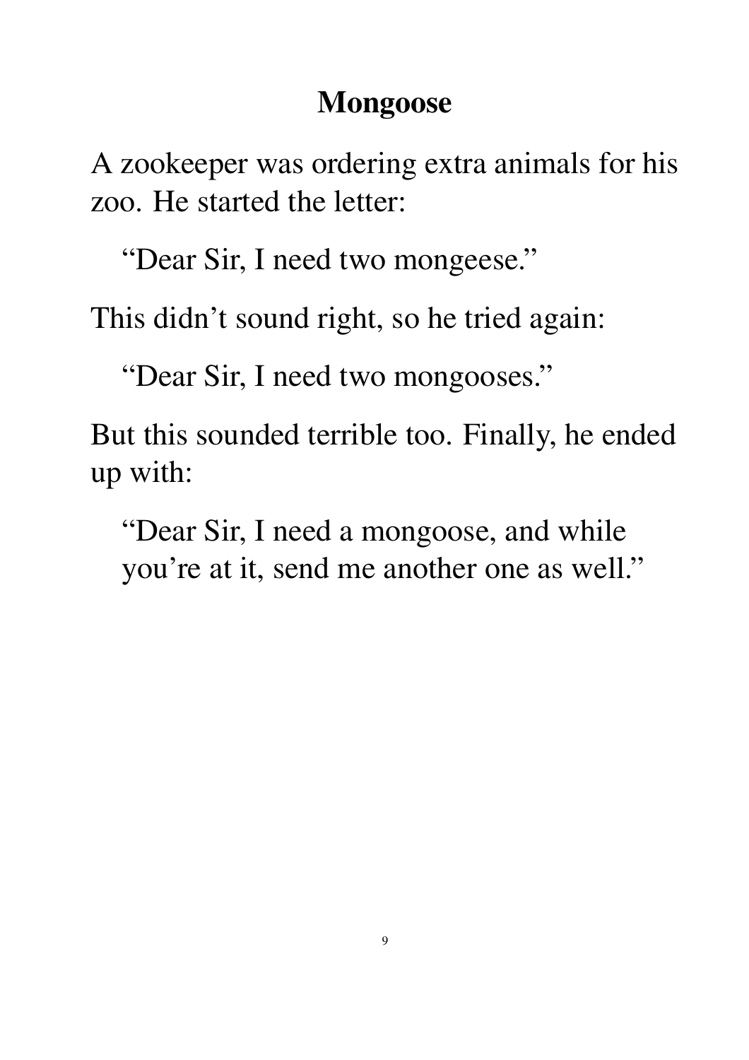## Mongoose

A zookeeper was ordering extra animals for his zoo. He started the letter:

> "Dear Sir, I need two mongeese."

This didn't sound right, so he tried again:

> "Dear Sir, I need two mongooses."

But this sounded terrible too. Finally, he ended up with:

> "Dear Sir, I need a mongoose, and while you're at it, send me another one as well."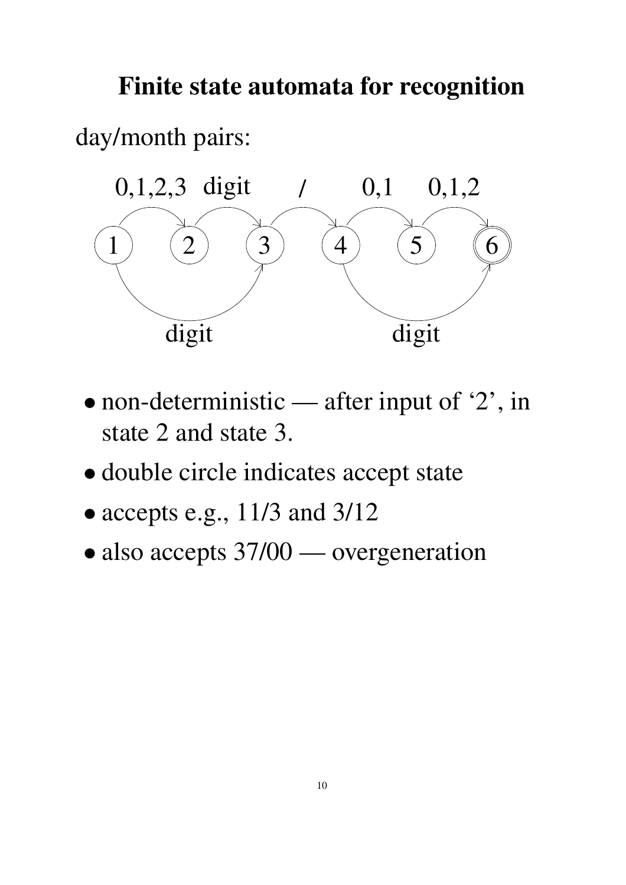# Finite state automata for recognition

day/month pairs:

- non-deterministic — after input of '2', in state 2 and state 3.
- double circle indicates accept state
- accepts e.g., 11/3 and 3/12
- also accepts 37/00 — overgeneration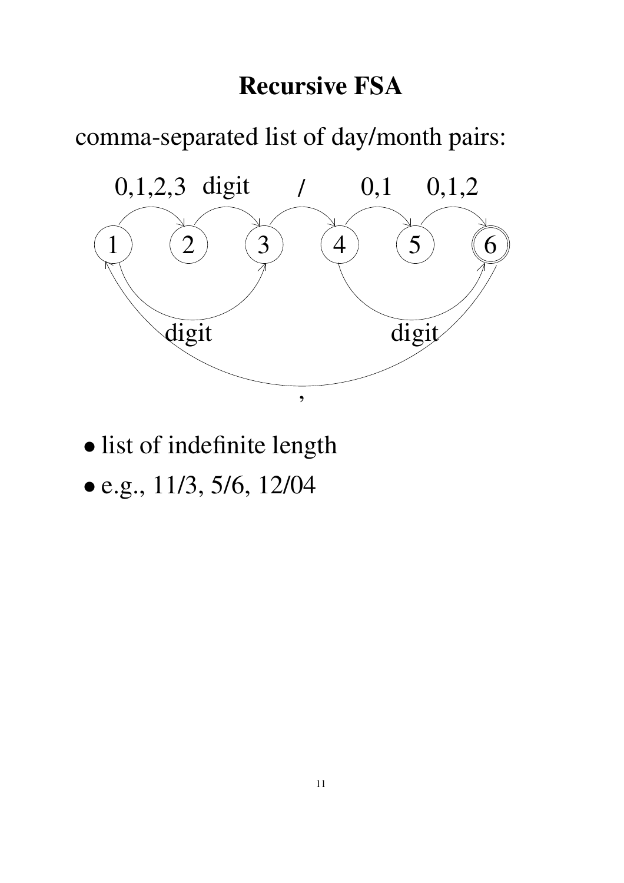# Recursive FSA

comma-separated list of day/month pairs:

- list of indefinite length
- e.g., 11/3, 5/6, 12/04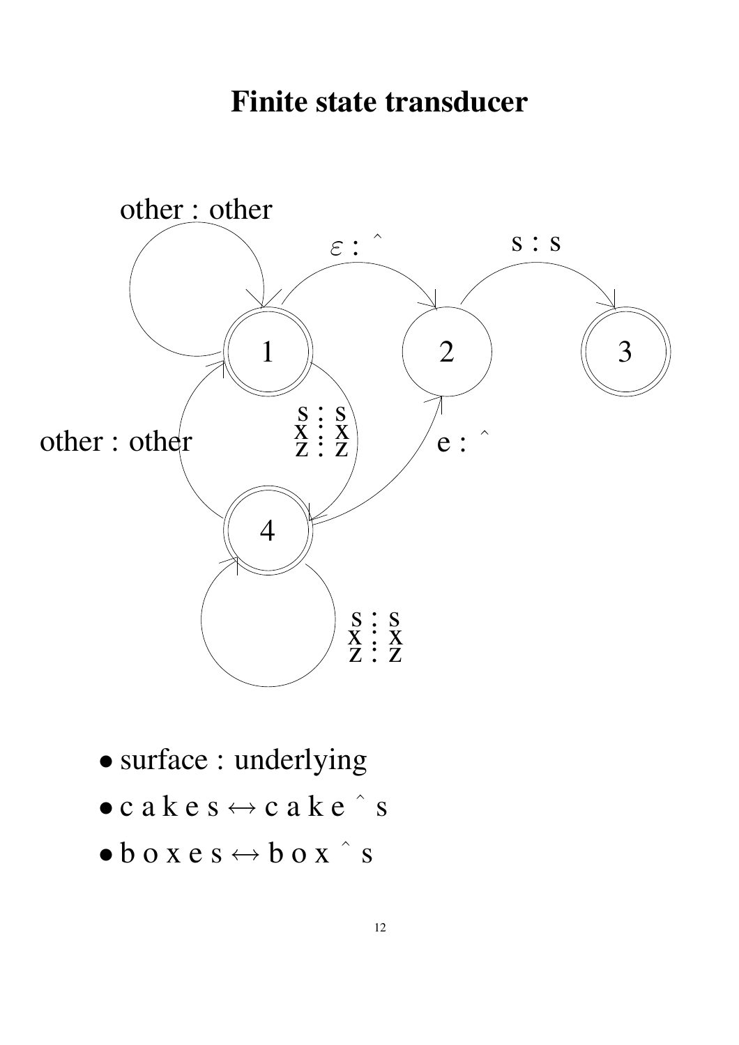# Finite state transducer

other : other

$\varepsilon$ : ^

s : s

1

2

3

s : s
x : x
z : z

other : other

e : ^

4

s : s
x : x
z : z

- surface : underlying
- c a k e s ↔ c a k e ^ s
- b o x e s ↔ b o x ^ s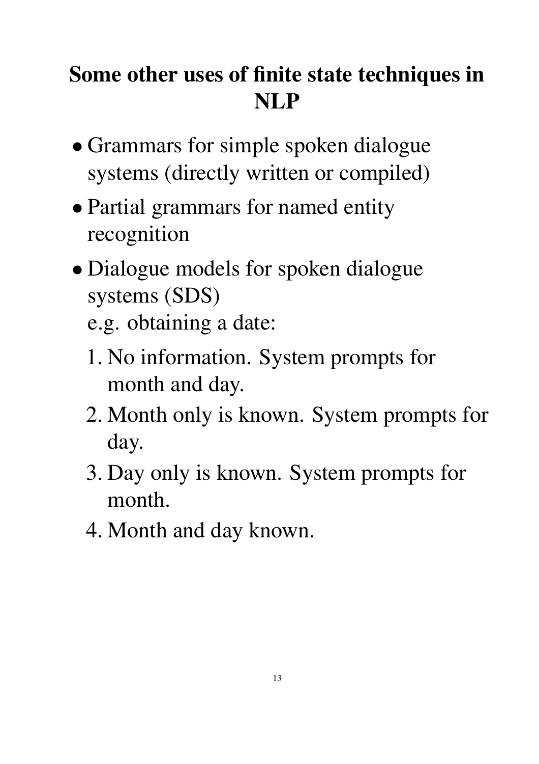# Some other uses of finite state techniques in NLP

- Grammars for simple spoken dialogue systems (directly written or compiled)
- Partial grammars for named entity recognition
- Dialogue models for spoken dialogue systems (SDS)

  e.g. obtaining a date:

  1. No information. System prompts for month and day.
  2. Month only is known. System prompts for day.
  3. Day only is known. System prompts for month.
  4. Month and day known.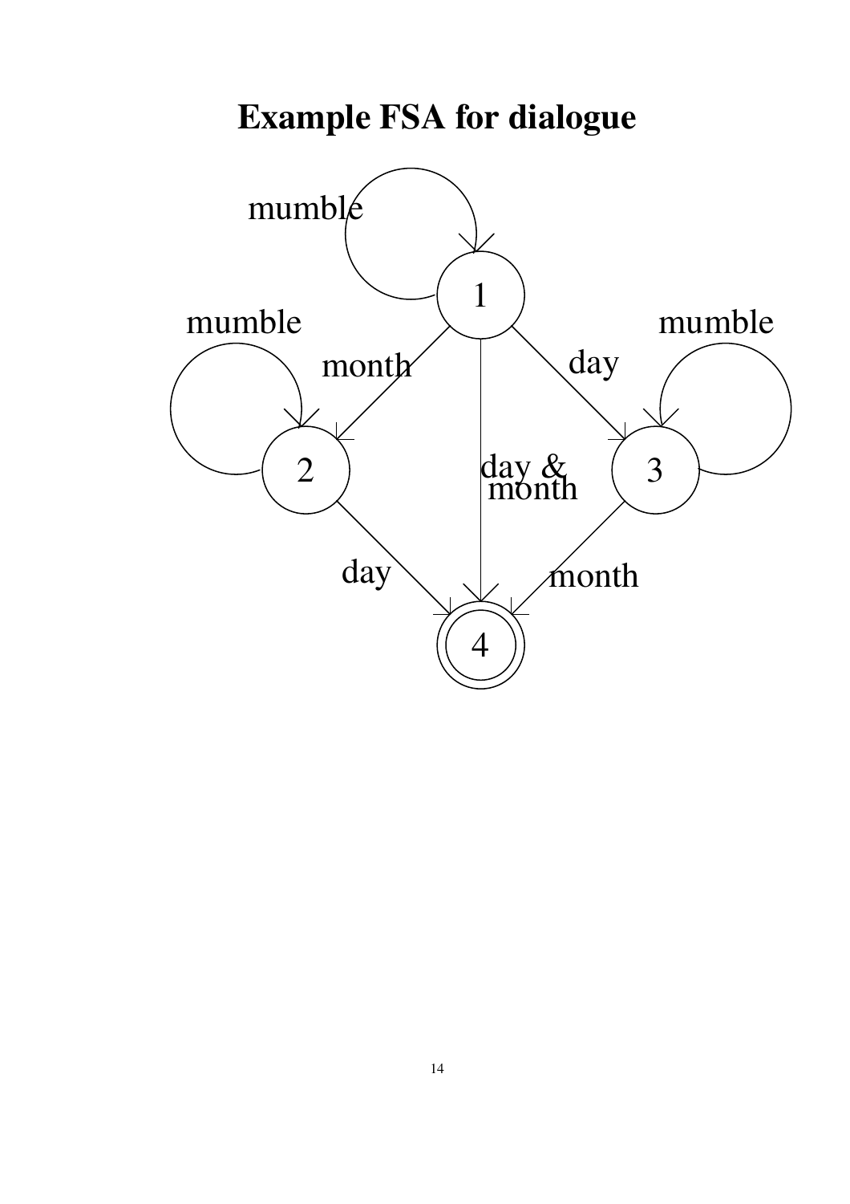# Example FSA for dialogue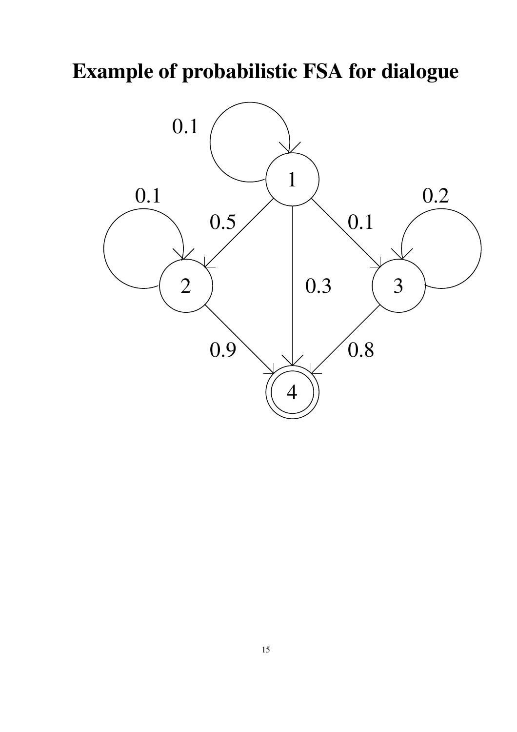# Example of probabilistic FSA for dialogue

0.1

1

0.1

0.2

0.5

0.1

2

0.3

3

0.9

0.8

4